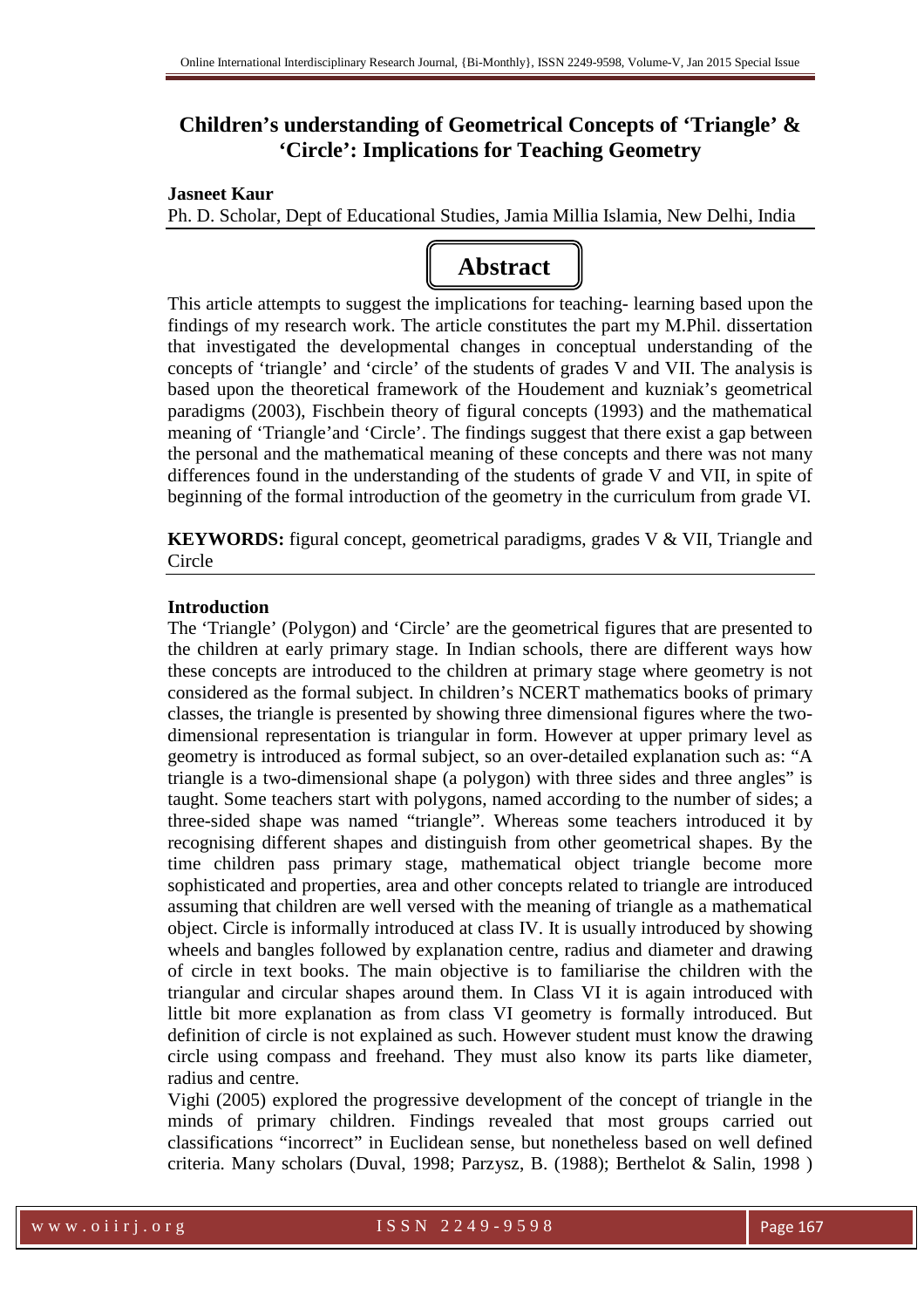# Children's understanding of Geometrical Concepts of 'Triangle' & 'Circle': Implications for Teaching Geometry

**Jasneet Kaur**

Ph. D. Scholar, Dept of Educational Studies, Jamia Millia Islamia, New Delhi, India

## Abstract

This article attempts to suggest the implications for teaching- learning based upon the findings of my research work. The article constitutes the part my M.Phil. dissertation that investigated the developmental changes in conceptual understanding of the concepts of 'triangle' and 'circle' of the students of grades V and VII. The analysis is based upon the theoretical framework of the Houdement and kuzniak's geometrical paradigms (2003), Fischbein theory of figural concepts (1993) and the mathematical meaning of 'Triangle'and 'Circle'. The findings suggest that there exist a gap between the personal and the mathematical meaning of these concepts and there was not many differences found in the understanding of the students of grade V and VII, in spite of beginning of the formal introduction of the geometry in the curriculum from grade VI.

**KEYWORDS:** figural concept, geometrical paradigms, grades V & VII, Triangle and Circle

### Introduction

The 'Triangle' (Polygon) and 'Circle' are the geometrical figures that are presented to the children at early primary stage. In Indian schools, there are different ways how these concepts are introduced to the children at primary stage where geometry is not considered as the formal subject. In children's NCERT mathematics books of primary classes, the triangle is presented by showing three dimensional figures where the two-dimensional representation is triangular in form. However at upper primary level as geometry is introduced as formal subject, so an over-detailed explanation such as: "A triangle is a two-dimensional shape (a polygon) with three sides and three angles" is taught. Some teachers start with polygons, named according to the number of sides; a three-sided shape was named "triangle". Whereas some teachers introduced it by recognising different shapes and distinguish from other geometrical shapes. By the time children pass primary stage, mathematical object triangle become more sophisticated and properties, area and other concepts related to triangle are introduced assuming that children are well versed with the meaning of triangle as a mathematical object. Circle is informally introduced at class IV. It is usually introduced by showing wheels and bangles followed by explanation centre, radius and diameter and drawing of circle in text books. The main objective is to familiarise the children with the triangular and circular shapes around them. In Class VI it is again introduced with little bit more explanation as from class VI geometry is formally introduced. But definition of circle is not explained as such. However student must know the drawing circle using compass and freehand. They must also know its parts like diameter, radius and centre.

Vighi (2005) explored the progressive development of the concept of triangle in the minds of primary children. Findings revealed that most groups carried out classifications "incorrect" in Euclidean sense, but nonetheless based on well defined criteria. Many scholars (Duval, 1998; Parzysz, B. (1988); Berthelot & Salin, 1998 )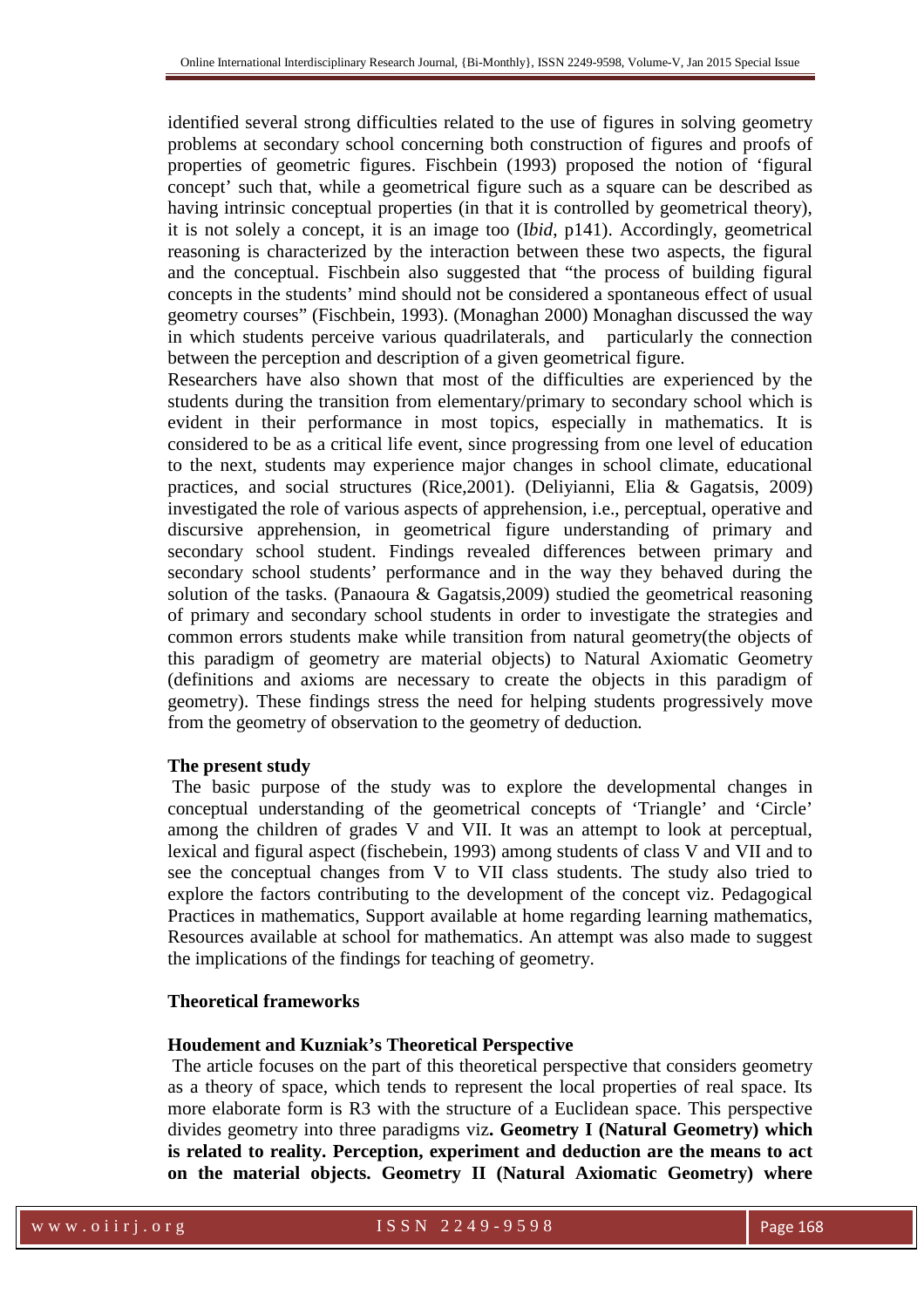identified several strong difficulties related to the use of figures in solving geometry problems at secondary school concerning both construction of figures and proofs of properties of geometric figures. Fischbein (1993) proposed the notion of 'figural concept' such that, while a geometrical figure such as a square can be described as having intrinsic conceptual properties (in that it is controlled by geometrical theory), it is not solely a concept, it is an image too (*Ibid*, p141). Accordingly, geometrical reasoning is characterized by the interaction between these two aspects, the figural and the conceptual. Fischbein also suggested that "the process of building figural concepts in the students' mind should not be considered a spontaneous effect of usual geometry courses" (Fischbein, 1993). (Monaghan 2000) Monaghan discussed the way in which students perceive various quadrilaterals, and particularly the connection between the perception and description of a given geometrical figure.

Researchers have also shown that most of the difficulties are experienced by the students during the transition from elementary/primary to secondary school which is evident in their performance in most topics, especially in mathematics. It is considered to be as a critical life event, since progressing from one level of education to the next, students may experience major changes in school climate, educational practices, and social structures (Rice,2001). (Deliyianni, Elia & Gagatsis, 2009) investigated the role of various aspects of apprehension, i.e., perceptual, operative and discursive apprehension, in geometrical figure understanding of primary and secondary school student. Findings revealed differences between primary and secondary school students' performance and in the way they behaved during the solution of the tasks. (Panaoura & Gagatsis,2009) studied the geometrical reasoning of primary and secondary school students in order to investigate the strategies and common errors students make while transition from natural geometry(the objects of this paradigm of geometry are material objects) to Natural Axiomatic Geometry (definitions and axioms are necessary to create the objects in this paradigm of geometry). These findings stress the need for helping students progressively move from the geometry of observation to the geometry of deduction.

**The present study**

The basic purpose of the study was to explore the developmental changes in conceptual understanding of the geometrical concepts of 'Triangle' and 'Circle' among the children of grades V and VII. It was an attempt to look at perceptual, lexical and figural aspect (fischebein, 1993) among students of class V and VII and to see the conceptual changes from V to VII class students. The study also tried to explore the factors contributing to the development of the concept viz. Pedagogical Practices in mathematics, Support available at home regarding learning mathematics, Resources available at school for mathematics. An attempt was also made to suggest the implications of the findings for teaching of geometry.

**Theoretical frameworks**

**Houdement and Kuzniak's Theoretical Perspective**

The article focuses on the part of this theoretical perspective that considers geometry as a theory of space, which tends to represent the local properties of real space. Its more elaborate form is R3 with the structure of a Euclidean space. This perspective divides geometry into three paradigms viz**. Geometry I (Natural Geometry) which is related to reality. Perception, experiment and deduction are the means to act on the material objects. Geometry II (Natural Axiomatic Geometry) where**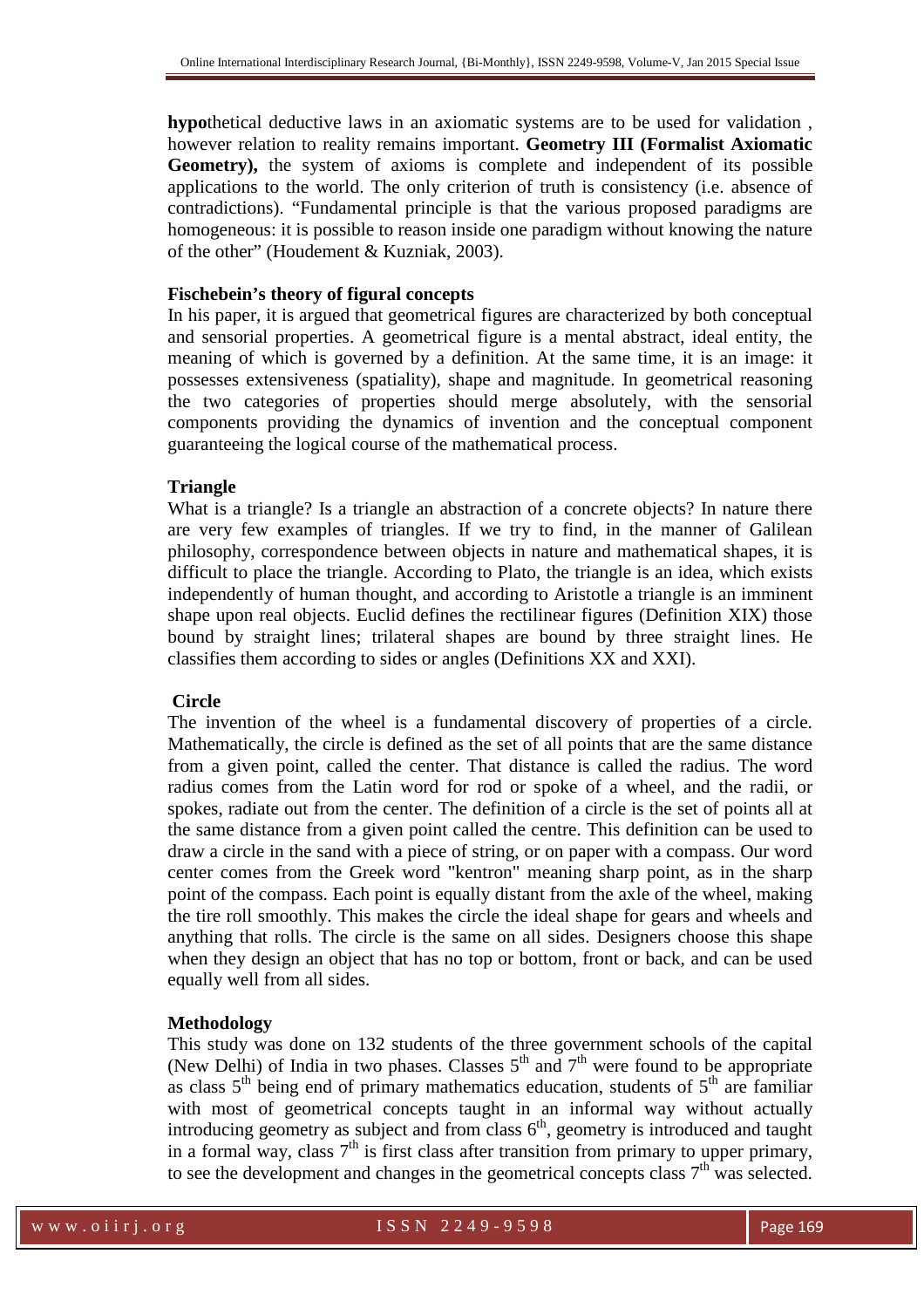**hypo**thetical deductive laws in an axiomatic systems are to be used for validation , however relation to reality remains important. **Geometry III (Formalist Axiomatic Geometry),** the system of axioms is complete and independent of its possible applications to the world. The only criterion of truth is consistency (i.e. absence of contradictions). "Fundamental principle is that the various proposed paradigms are homogeneous: it is possible to reason inside one paradigm without knowing the nature of the other" (Houdement & Kuzniak, 2003).

**Fischebein's theory of figural concepts**

In his paper, it is argued that geometrical figures are characterized by both conceptual and sensorial properties. A geometrical figure is a mental abstract, ideal entity, the meaning of which is governed by a definition. At the same time, it is an image: it possesses extensiveness (spatiality), shape and magnitude. In geometrical reasoning the two categories of properties should merge absolutely, with the sensorial components providing the dynamics of invention and the conceptual component guaranteeing the logical course of the mathematical process.

**Triangle**

What is a triangle? Is a triangle an abstraction of a concrete objects? In nature there are very few examples of triangles. If we try to find, in the manner of Galilean philosophy, correspondence between objects in nature and mathematical shapes, it is difficult to place the triangle. According to Plato, the triangle is an idea, which exists independently of human thought, and according to Aristotle a triangle is an imminent shape upon real objects. Euclid defines the rectilinear figures (Definition XIX) those bound by straight lines; trilateral shapes are bound by three straight lines. He classifies them according to sides or angles (Definitions XX and XXI).

**Circle**

The invention of the wheel is a fundamental discovery of properties of a circle. Mathematically, the circle is defined as the set of all points that are the same distance from a given point, called the center. That distance is called the radius. The word radius comes from the Latin word for rod or spoke of a wheel, and the radii, or spokes, radiate out from the center. The definition of a circle is the set of points all at the same distance from a given point called the centre. This definition can be used to draw a circle in the sand with a piece of string, or on paper with a compass. Our word center comes from the Greek word "kentron" meaning sharp point, as in the sharp point of the compass. Each point is equally distant from the axle of the wheel, making the tire roll smoothly. This makes the circle the ideal shape for gears and wheels and anything that rolls. The circle is the same on all sides. Designers choose this shape when they design an object that has no top or bottom, front or back, and can be used equally well from all sides.

**Methodology**

This study was done on 132 students of the three government schools of the capital (New Delhi) of India in two phases. Classes 5th and 7th were found to be appropriate as class 5th being end of primary mathematics education, students of 5th are familiar with most of geometrical concepts taught in an informal way without actually introducing geometry as subject and from class 6th, geometry is introduced and taught in a formal way, class 7th is first class after transition from primary to upper primary, to see the development and changes in the geometrical concepts class 7th was selected.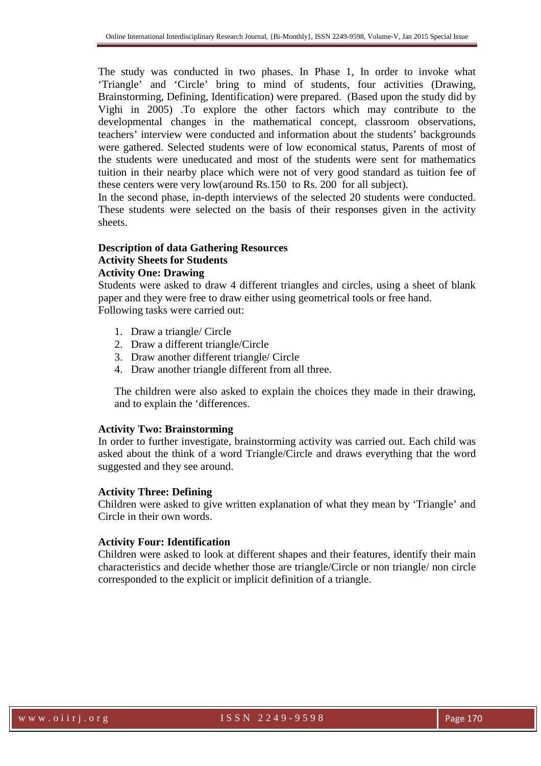The study was conducted in two phases. In Phase 1, In order to invoke what 'Triangle' and 'Circle' bring to mind of students, four activities (Drawing, Brainstorming, Defining, Identification) were prepared. (Based upon the study did by Vighi in 2005) .To explore the other factors which may contribute to the developmental changes in the mathematical concept, classroom observations, teachers' interview were conducted and information about the students' backgrounds were gathered. Selected students were of low economical status, Parents of most of the students were uneducated and most of the students were sent for mathematics tuition in their nearby place which were not of very good standard as tuition fee of these centers were very low(around Rs.150 to Rs. 200 for all subject).

In the second phase, in-depth interviews of the selected 20 students were conducted. These students were selected on the basis of their responses given in the activity sheets.

**Description of data Gathering Resources**

**Activity Sheets for Students**

**Activity One: Drawing**

Students were asked to draw 4 different triangles and circles, using a sheet of blank paper and they were free to draw either using geometrical tools or free hand. Following tasks were carried out:

1. Draw a triangle/ Circle
2. Draw a different triangle/Circle
3. Draw another different triangle/ Circle
4. Draw another triangle different from all three.

The children were also asked to explain the choices they made in their drawing, and to explain the 'differences.

**Activity Two: Brainstorming**

In order to further investigate, brainstorming activity was carried out. Each child was asked about the think of a word Triangle/Circle and draws everything that the word suggested and they see around.

**Activity Three: Defining**

Children were asked to give written explanation of what they mean by 'Triangle' and Circle in their own words.

**Activity Four: Identification**

Children were asked to look at different shapes and their features, identify their main characteristics and decide whether those are triangle/Circle or non triangle/ non circle corresponded to the explicit or implicit definition of a triangle.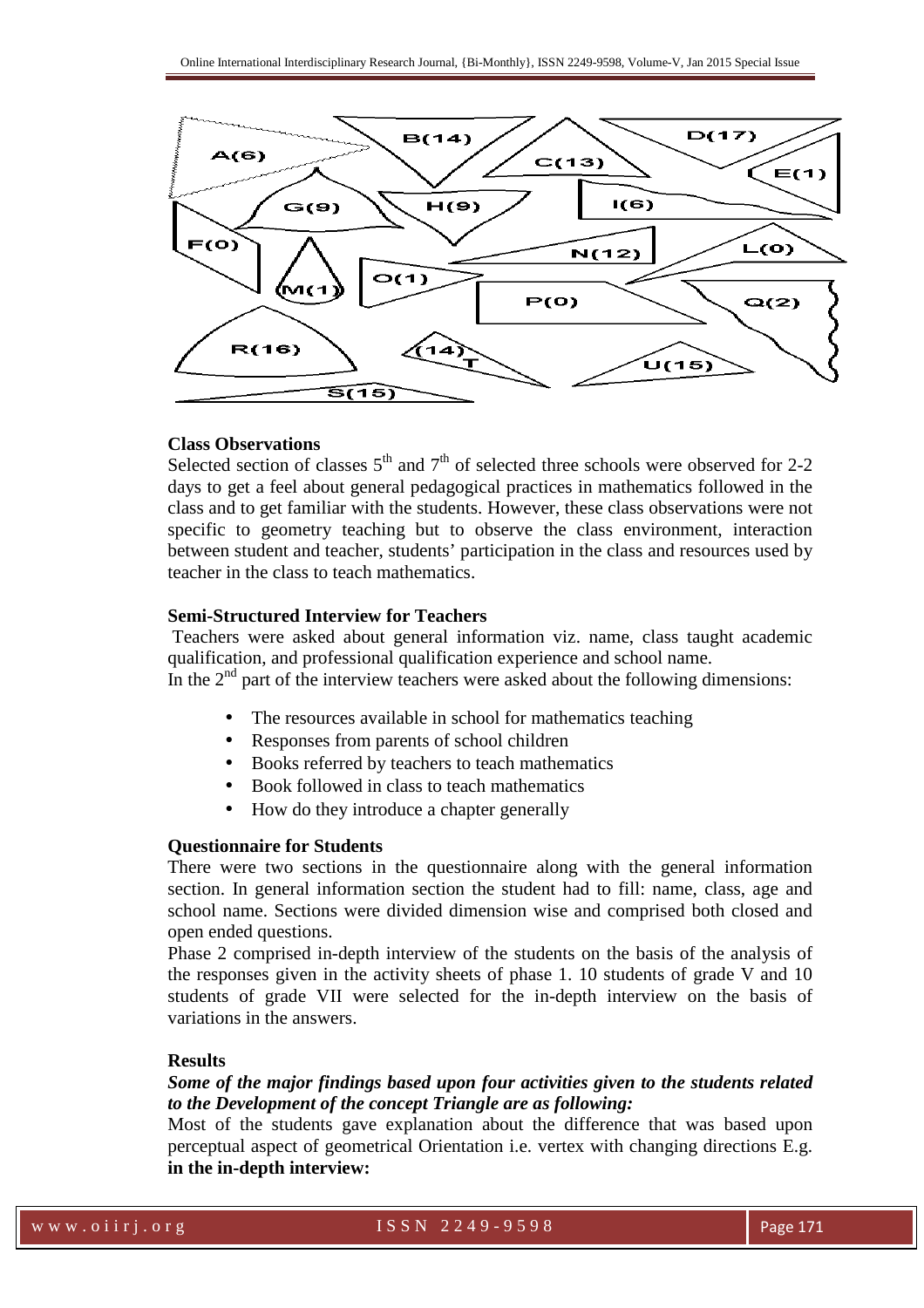A(6) B(14) C(13) D(17) E(1) G(9) H(9) I(6) F(0) N(12) L(0) M(1) O(1) P(0) Q(2) R(16) T(14) U(15) S(15)

**Class Observations**

Selected section of classes 5th and 7th of selected three schools were observed for 2-2 days to get a feel about general pedagogical practices in mathematics followed in the class and to get familiar with the students. However, these class observations were not specific to geometry teaching but to observe the class environment, interaction between student and teacher, students' participation in the class and resources used by teacher in the class to teach mathematics.

**Semi-Structured Interview for Teachers**

Teachers were asked about general information viz. name, class taught academic qualification, and professional qualification experience and school name.

In the 2nd part of the interview teachers were asked about the following dimensions:

- The resources available in school for mathematics teaching
- Responses from parents of school children
- Books referred by teachers to teach mathematics
- Book followed in class to teach mathematics
- How do they introduce a chapter generally

**Questionnaire for Students**

There were two sections in the questionnaire along with the general information section. In general information section the student had to fill: name, class, age and school name. Sections were divided dimension wise and comprised both closed and open ended questions.

Phase 2 comprised in-depth interview of the students on the basis of the analysis of the responses given in the activity sheets of phase 1. 10 students of grade V and 10 students of grade VII were selected for the in-depth interview on the basis of variations in the answers.

**Results**

***Some of the major findings based upon four activities given to the students related to the Development of the concept Triangle are as following:***

Most of the students gave explanation about the difference that was based upon perceptual aspect of geometrical Orientation i.e. vertex with changing directions E.g. **in the in-depth interview:**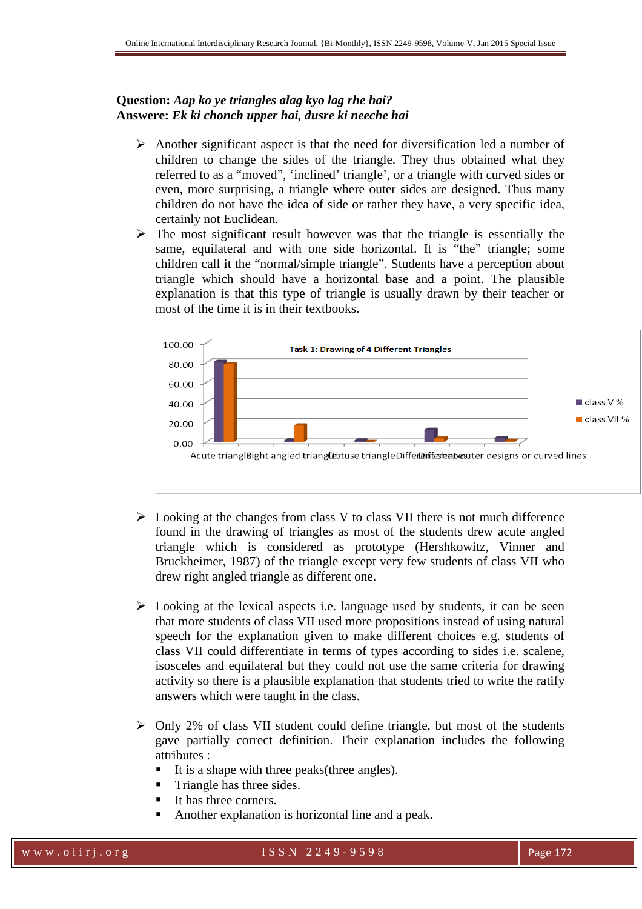**Question:** *Aap ko ye triangles alag kyo lag rhe hai?*
**Answere:** *Ek ki chonch upper hai, dusre ki neeche hai*

- Another significant aspect is that the need for diversification led a number of children to change the sides of the triangle. They thus obtained what they referred to as a "moved", 'inclined' triangle', or a triangle with curved sides or even, more surprising, a triangle where outer sides are designed. Thus many children do not have the idea of side or rather they have, a very specific idea, certainly not Euclidean.
- The most significant result however was that the triangle is essentially the same, equilateral and with one side horizontal. It is "the" triangle; some children call it the "normal/simple triangle". Students have a perception about triangle which should have a horizontal base and a point. The plausible explanation is that this type of triangle is usually drawn by their teacher or most of the time it is in their textbooks.

Task 1: Drawing of 4 Different Triangles

- Looking at the changes from class V to class VII there is not much difference found in the drawing of triangles as most of the students drew acute angled triangle which is considered as prototype (Hershkowitz, Vinner and Bruckheimer, 1987) of the triangle except very few students of class VII who drew right angled triangle as different one.

- Looking at the lexical aspects i.e. language used by students, it can be seen that more students of class VII used more propositions instead of using natural speech for the explanation given to make different choices e.g. students of class VII could differentiate in terms of types according to sides i.e. scalene, isosceles and equilateral but they could not use the same criteria for drawing activity so there is a plausible explanation that students tried to write the ratify answers which were taught in the class.

- Only 2% of class VII student could define triangle, but most of the students gave partially correct definition. Their explanation includes the following attributes :
  - It is a shape with three peaks(three angles).
  - Triangle has three sides.
  - It has three corners.
  - Another explanation is horizontal line and a peak.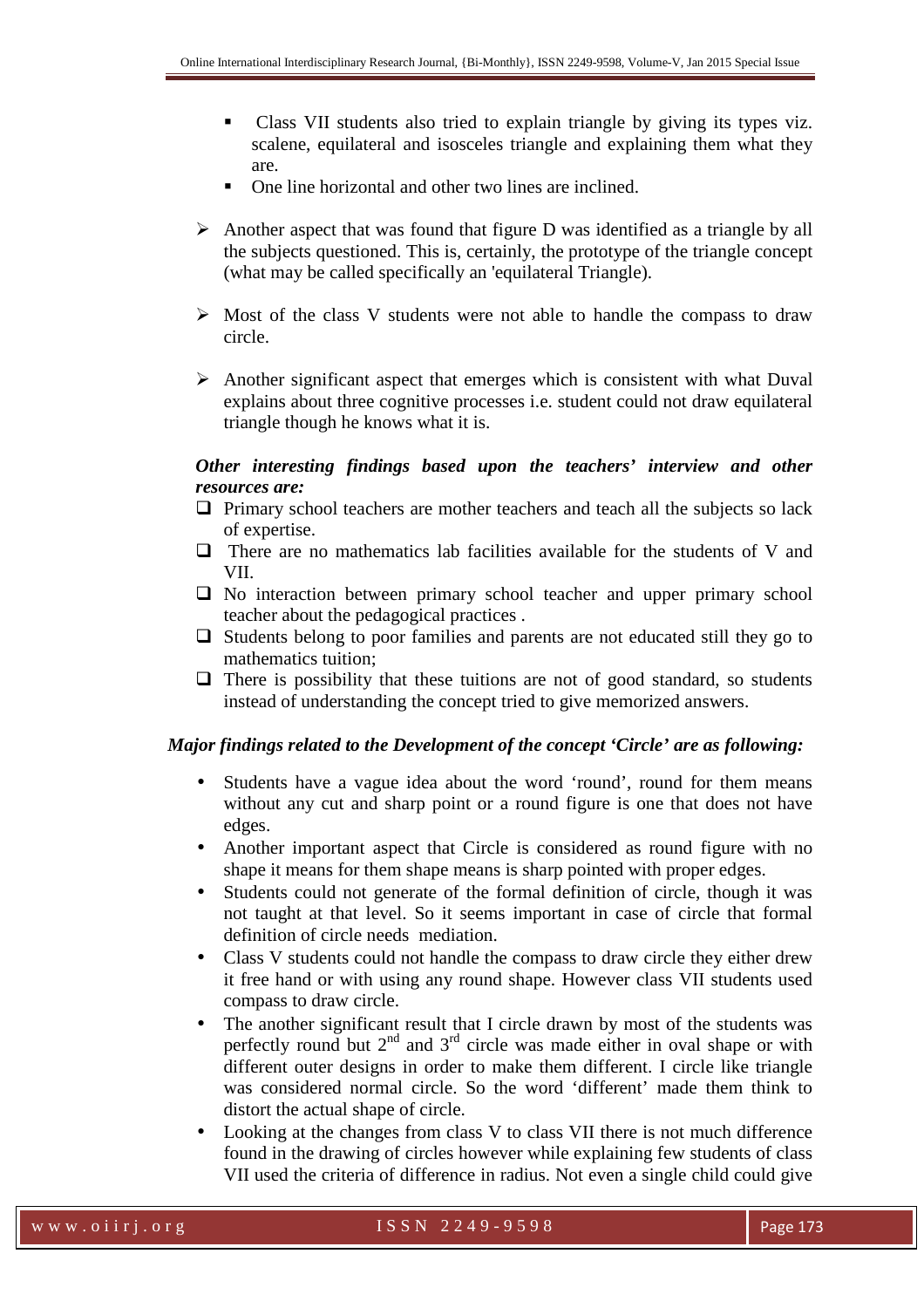- Class VII students also tried to explain triangle by giving its types viz. scalene, equilateral and isosceles triangle and explaining them what they are.
- One line horizontal and other two lines are inclined.

- Another aspect that was found that figure D was identified as a triangle by all the subjects questioned. This is, certainly, the prototype of the triangle concept (what may be called specifically an 'equilateral Triangle).

- Most of the class V students were not able to handle the compass to draw circle.

- Another significant aspect that emerges which is consistent with what Duval explains about three cognitive processes i.e. student could not draw equilateral triangle though he knows what it is.

***Other interesting findings based upon the teachers' interview and other resources are:***

- Primary school teachers are mother teachers and teach all the subjects so lack of expertise.
- There are no mathematics lab facilities available for the students of V and VII.
- No interaction between primary school teacher and upper primary school teacher about the pedagogical practices .
- Students belong to poor families and parents are not educated still they go to mathematics tuition;
- There is possibility that these tuitions are not of good standard, so students instead of understanding the concept tried to give memorized answers.

***Major findings related to the Development of the concept 'Circle' are as following:***

- Students have a vague idea about the word 'round', round for them means without any cut and sharp point or a round figure is one that does not have edges.
- Another important aspect that Circle is considered as round figure with no shape it means for them shape means is sharp pointed with proper edges.
- Students could not generate of the formal definition of circle, though it was not taught at that level. So it seems important in case of circle that formal definition of circle needs mediation.
- Class V students could not handle the compass to draw circle they either drew it free hand or with using any round shape. However class VII students used compass to draw circle.
- The another significant result that I circle drawn by most of the students was perfectly round but 2nd and 3rd circle was made either in oval shape or with different outer designs in order to make them different. I circle like triangle was considered normal circle. So the word 'different' made them think to distort the actual shape of circle.
- Looking at the changes from class V to class VII there is not much difference found in the drawing of circles however while explaining few students of class VII used the criteria of difference in radius. Not even a single child could give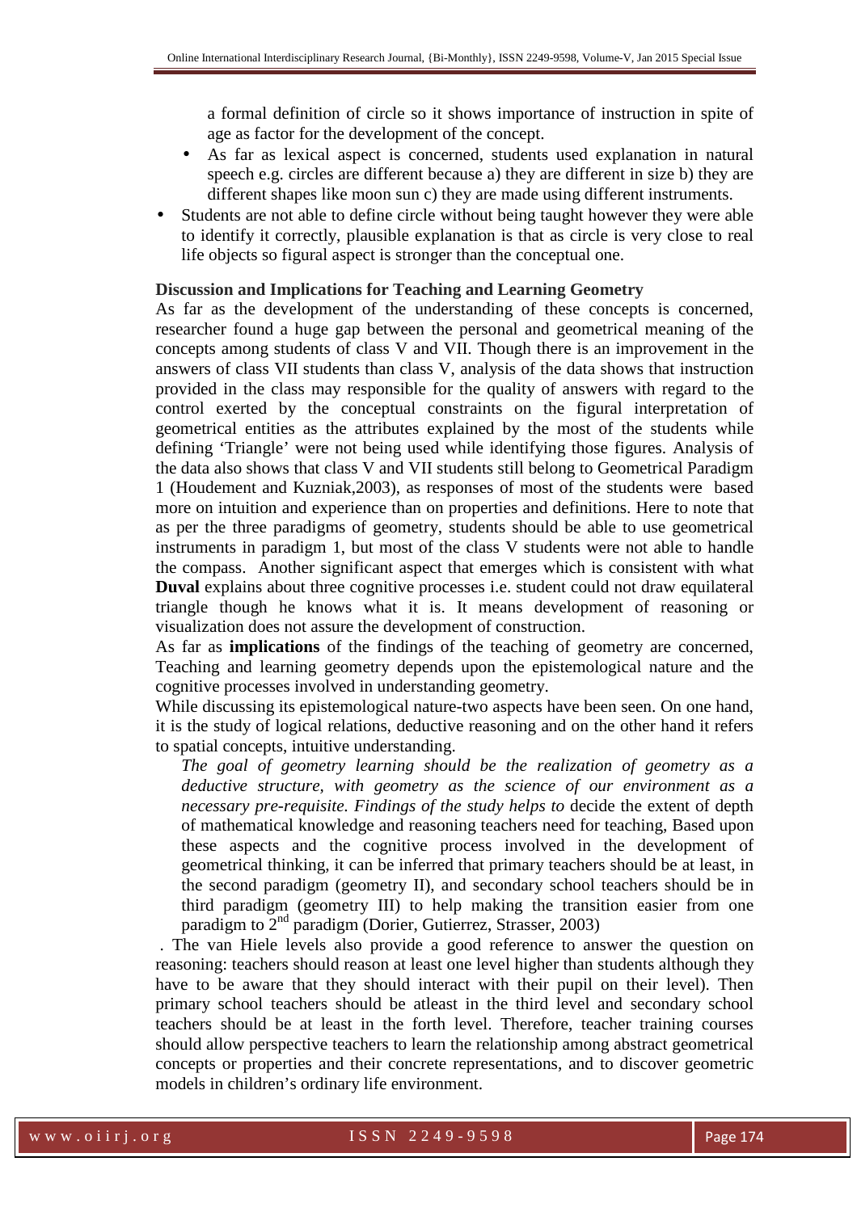a formal definition of circle so it shows importance of instruction in spite of age as factor for the development of the concept.

- As far as lexical aspect is concerned, students used explanation in natural speech e.g. circles are different because a) they are different in size b) they are different shapes like moon sun c) they are made using different instruments.

- Students are not able to define circle without being taught however they were able to identify it correctly, plausible explanation is that as circle is very close to real life objects so figural aspect is stronger than the conceptual one.

**Discussion and Implications for Teaching and Learning Geometry**

As far as the development of the understanding of these concepts is concerned, researcher found a huge gap between the personal and geometrical meaning of the concepts among students of class V and VII. Though there is an improvement in the answers of class VII students than class V, analysis of the data shows that instruction provided in the class may responsible for the quality of answers with regard to the control exerted by the conceptual constraints on the figural interpretation of geometrical entities as the attributes explained by the most of the students while defining 'Triangle' were not being used while identifying those figures. Analysis of the data also shows that class V and VII students still belong to Geometrical Paradigm 1 (Houdement and Kuzniak,2003), as responses of most of the students were based more on intuition and experience than on properties and definitions. Here to note that as per the three paradigms of geometry, students should be able to use geometrical instruments in paradigm 1, but most of the class V students were not able to handle the compass. Another significant aspect that emerges which is consistent with what **Duval** explains about three cognitive processes i.e. student could not draw equilateral triangle though he knows what it is. It means development of reasoning or visualization does not assure the development of construction.

As far as **implications** of the findings of the teaching of geometry are concerned, Teaching and learning geometry depends upon the epistemological nature and the cognitive processes involved in understanding geometry.

While discussing its epistemological nature-two aspects have been seen. On one hand, it is the study of logical relations, deductive reasoning and on the other hand it refers to spatial concepts, intuitive understanding.

> *The goal of geometry learning should be the realization of geometry as a deductive structure, with geometry as the science of our environment as a necessary pre-requisite. Findings of the study helps to* decide the extent of depth of mathematical knowledge and reasoning teachers need for teaching, Based upon these aspects and the cognitive process involved in the development of geometrical thinking, it can be inferred that primary teachers should be at least, in the second paradigm (geometry II), and secondary school teachers should be in third paradigm (geometry III) to help making the transition easier from one paradigm to 2nd paradigm (Dorier, Gutierrez, Strasser, 2003)

. The van Hiele levels also provide a good reference to answer the question on reasoning: teachers should reason at least one level higher than students although they have to be aware that they should interact with their pupil on their level). Then primary school teachers should be atleast in the third level and secondary school teachers should be at least in the forth level. Therefore, teacher training courses should allow perspective teachers to learn the relationship among abstract geometrical concepts or properties and their concrete representations, and to discover geometric models in children's ordinary life environment.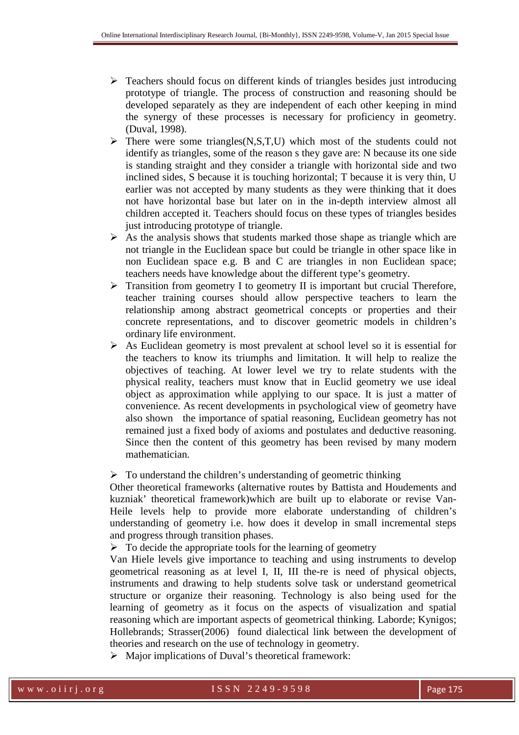- Teachers should focus on different kinds of triangles besides just introducing prototype of triangle. The process of construction and reasoning should be developed separately as they are independent of each other keeping in mind the synergy of these processes is necessary for proficiency in geometry. (Duval, 1998).
- There were some triangles(N,S,T,U) which most of the students could not identify as triangles, some of the reason s they gave are: N because its one side is standing straight and they consider a triangle with horizontal side and two inclined sides, S because it is touching horizontal; T because it is very thin, U earlier was not accepted by many students as they were thinking that it does not have horizontal base but later on in the in-depth interview almost all children accepted it. Teachers should focus on these types of triangles besides just introducing prototype of triangle.
- As the analysis shows that students marked those shape as triangle which are not triangle in the Euclidean space but could be triangle in other space like in non Euclidean space e.g. B and C are triangles in non Euclidean space; teachers needs have knowledge about the different type's geometry.
- Transition from geometry I to geometry II is important but crucial Therefore, teacher training courses should allow perspective teachers to learn the relationship among abstract geometrical concepts or properties and their concrete representations, and to discover geometric models in children's ordinary life environment.
- As Euclidean geometry is most prevalent at school level so it is essential for the teachers to know its triumphs and limitation. It will help to realize the objectives of teaching. At lower level we try to relate students with the physical reality, teachers must know that in Euclid geometry we use ideal object as approximation while applying to our space. It is just a matter of convenience. As recent developments in psychological view of geometry have also shown the importance of spatial reasoning, Euclidean geometry has not remained just a fixed body of axioms and postulates and deductive reasoning. Since then the content of this geometry has been revised by many modern mathematician.

- To understand the children's understanding of geometric thinking

Other theoretical frameworks (alternative routes by Battista and Houdements and kuzniak' theoretical framework)which are built up to elaborate or revise Van-Heile levels help to provide more elaborate understanding of children's understanding of geometry i.e. how does it develop in small incremental steps and progress through transition phases.

- To decide the appropriate tools for the learning of geometry

Van Hiele levels give importance to teaching and using instruments to develop geometrical reasoning as at level I, II, III the-re is need of physical objects, instruments and drawing to help students solve task or understand geometrical structure or organize their reasoning. Technology is also being used for the learning of geometry as it focus on the aspects of visualization and spatial reasoning which are important aspects of geometrical thinking. Laborde; Kynigos; Hollebrands; Strasser(2006) found dialectical link between the development of theories and research on the use of technology in geometry.

- Major implications of Duval's theoretical framework: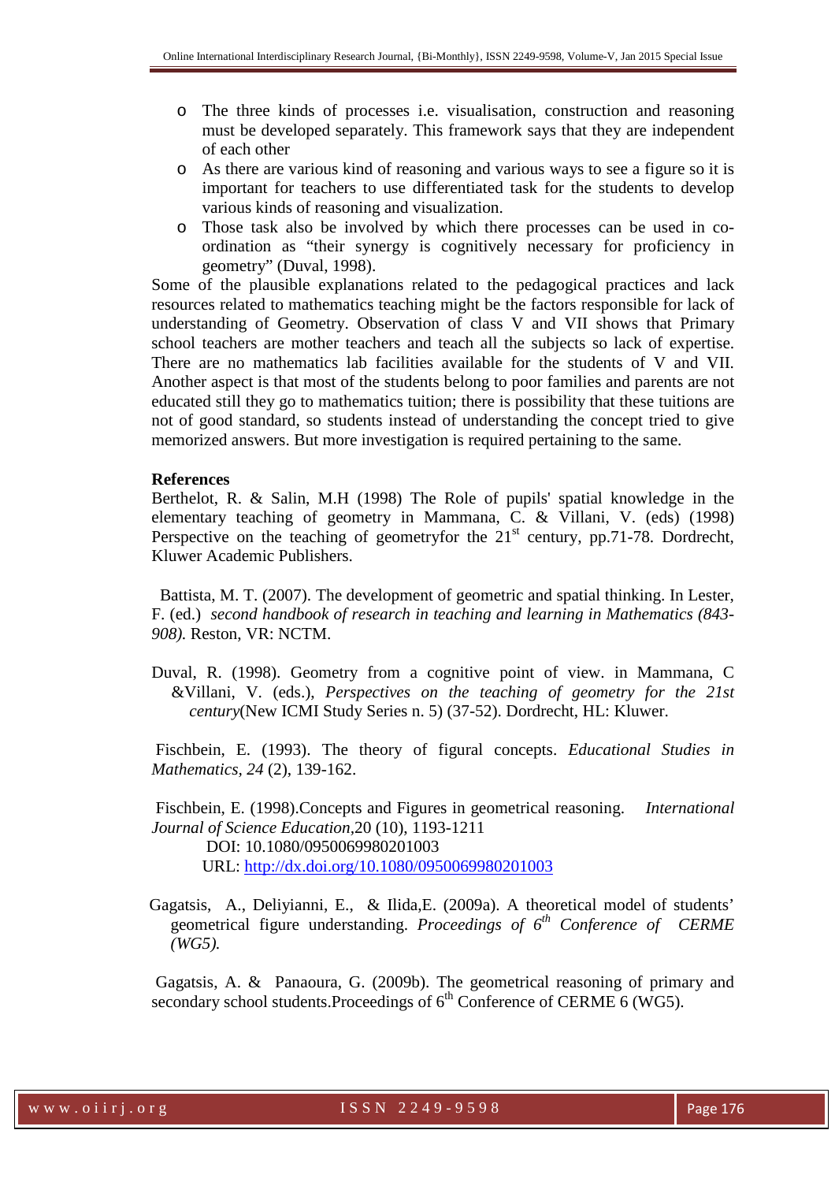- The three kinds of processes i.e. visualisation, construction and reasoning must be developed separately. This framework says that they are independent of each other
- As there are various kind of reasoning and various ways to see a figure so it is important for teachers to use differentiated task for the students to develop various kinds of reasoning and visualization.
- Those task also be involved by which there processes can be used in co-ordination as "their synergy is cognitively necessary for proficiency in geometry" (Duval, 1998).

Some of the plausible explanations related to the pedagogical practices and lack resources related to mathematics teaching might be the factors responsible for lack of understanding of Geometry. Observation of class V and VII shows that Primary school teachers are mother teachers and teach all the subjects so lack of expertise. There are no mathematics lab facilities available for the students of V and VII. Another aspect is that most of the students belong to poor families and parents are not educated still they go to mathematics tuition; there is possibility that these tuitions are not of good standard, so students instead of understanding the concept tried to give memorized answers. But more investigation is required pertaining to the same.

**References**

Berthelot, R. & Salin, M.H (1998) The Role of pupils' spatial knowledge in the elementary teaching of geometry in Mammana, C. & Villani, V. (eds) (1998) Perspective on the teaching of geometryfor the 21st century, pp.71-78. Dordrecht, Kluwer Academic Publishers.

Battista, M. T. (2007). The development of geometric and spatial thinking. In Lester, F. (ed.) *second handbook of research in teaching and learning in Mathematics (843-908).* Reston, VR: NCTM.

Duval, R. (1998). Geometry from a cognitive point of view. in Mammana, C &Villani, V. (eds.), *Perspectives on the teaching of geometry for the 21st century*(New ICMI Study Series n. 5) (37-52). Dordrecht, HL: Kluwer.

Fischbein, E. (1993). The theory of figural concepts. *Educational Studies in Mathematics, 24* (2), 139-162.

Fischbein, E. (1998).Concepts and Figures in geometrical reasoning. *International Journal of Science Education,*20 (10), 1193-1211
DOI: 10.1080/0950069980201003
URL: http://dx.doi.org/10.1080/0950069980201003

Gagatsis, A., Deliyianni, E., & Ilida,E. (2009a). A theoretical model of students' geometrical figure understanding. *Proceedings of 6th Conference of CERME (WG5).*

Gagatsis, A. & Panaoura, G. (2009b). The geometrical reasoning of primary and secondary school students.Proceedings of 6th Conference of CERME 6 (WG5).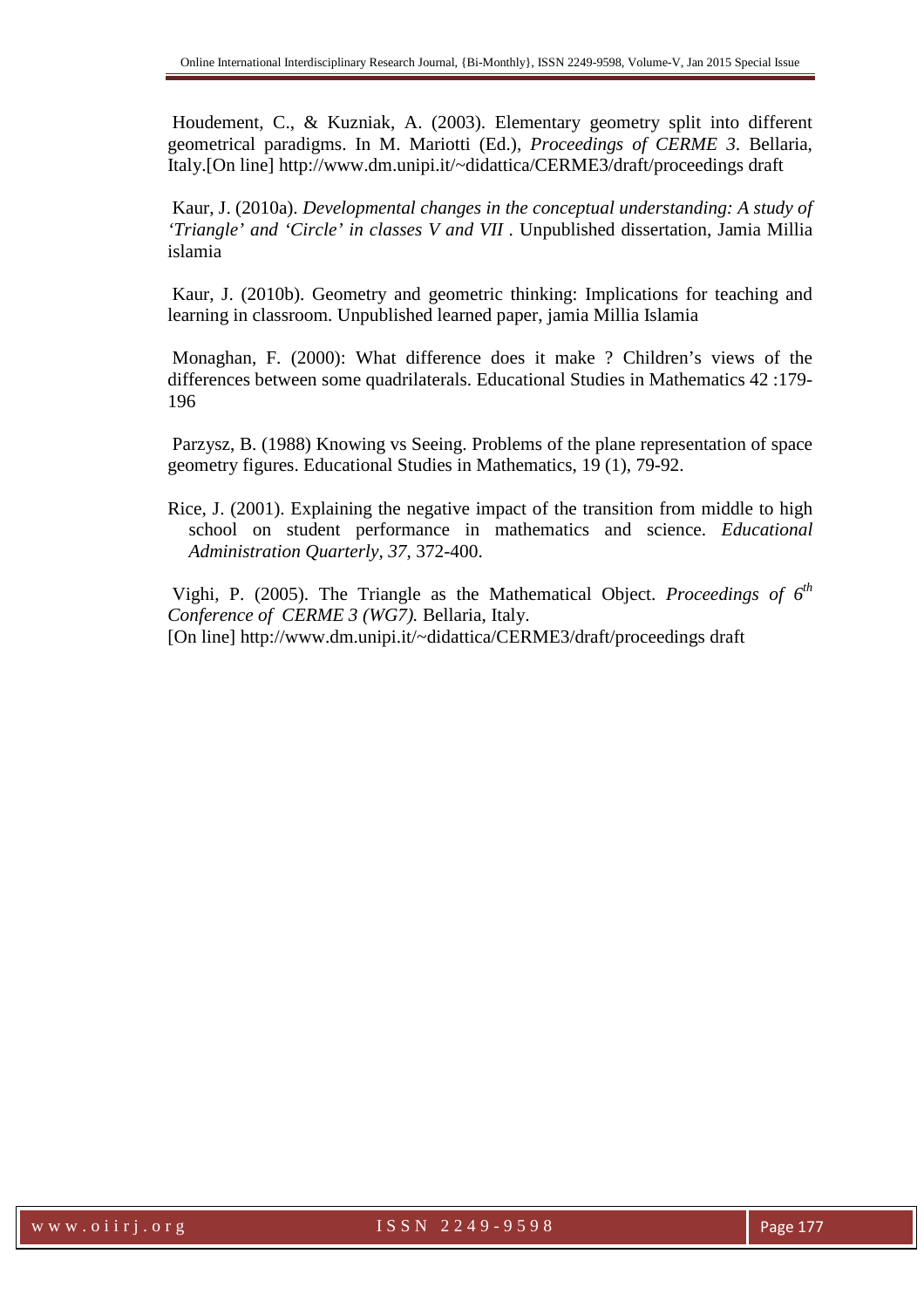Houdement, C., & Kuzniak, A. (2003). Elementary geometry split into different geometrical paradigms. In M. Mariotti (Ed.), *Proceedings of CERME 3*. Bellaria, Italy.[On line] http://www.dm.unipi.it/~didattica/CERME3/draft/proceedings draft

Kaur, J. (2010a). *Developmental changes in the conceptual understanding: A study of 'Triangle' and 'Circle' in classes V and VII* . Unpublished dissertation, Jamia Millia islamia

Kaur, J. (2010b). Geometry and geometric thinking: Implications for teaching and learning in classroom. Unpublished learned paper, jamia Millia Islamia

Monaghan, F. (2000): What difference does it make ? Children's views of the differences between some quadrilaterals. Educational Studies in Mathematics 42 :179-196

Parzysz, B. (1988) Knowing vs Seeing. Problems of the plane representation of space geometry figures. Educational Studies in Mathematics, 19 (1), 79-92.

Rice, J. (2001). Explaining the negative impact of the transition from middle to high school on student performance in mathematics and science. *Educational Administration Quarterly*, *37*, 372-400.

Vighi, P. (2005). The Triangle as the Mathematical Object. *Proceedings of 6th Conference of CERME 3 (WG7).* Bellaria, Italy.
[On line] http://www.dm.unipi.it/~didattica/CERME3/draft/proceedings draft